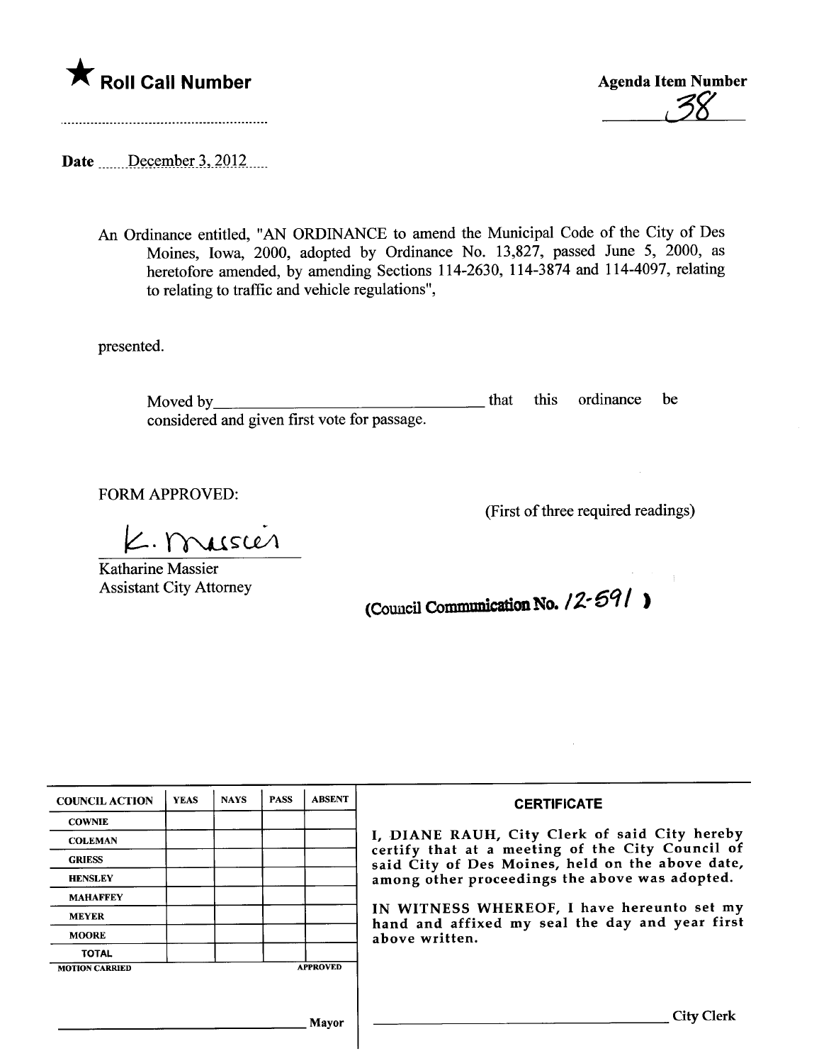★ **Roll Call Number**

**Agenda Item Number**

38

**Date** December 3, 2012

An Ordinance entitled, "AN ORDINANCE to amend the Municipal Code of the City of Des Moines, Iowa, 2000, adopted by Ordinance No. 13,827, passed June 5, 2000, as heretofore amended, by amending Sections 114-2630, 114-3874 and 114-4097, relating to relating to traffic and vehicle regulations",

presented.

Moved by________________________________ that this ordinance be considered and given first vote for passage.

FORM APPROVED:

(First of three required readings)

K. Massier

Katharine Massier
Assistant City Attorney

(Council Communication No. 12-591)

| COUNCIL ACTION | YEAS | NAYS | PASS | ABSENT |
|---|---|---|---|---|
| COWNIE | | | | |
| COLEMAN | | | | |
| GRIESS | | | | |
| HENSLEY | | | | |
| MAHAFFEY | | | | |
| MEYER | | | | |
| MOORE | | | | |
| TOTAL | | | | |
| MOTION CARRIED | | | | APPROVED |

______________________________ Mayor

**CERTIFICATE**

I, DIANE RAUH, City Clerk of said City hereby certify that at a meeting of the City Council of said City of Des Moines, held on the above date, among other proceedings the above was adopted.

IN WITNESS WHEREOF, I have hereunto set my hand and affixed my seal the day and year first above written.

______________________________ City Clerk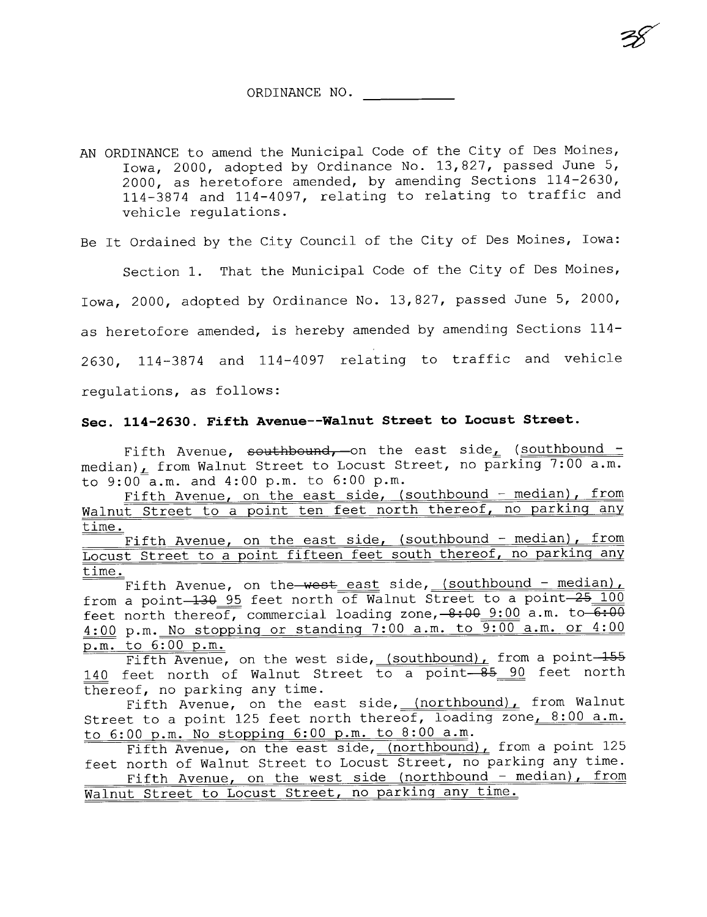ORDINANCE NO. ___________

AN ORDINANCE to amend the Municipal Code of the City of Des Moines, Iowa, 2000, adopted by Ordinance No. 13,827, passed June 5, 2000, as heretofore amended, by amending Sections 114-2630, 114-3874 and 114-4097, relating to relating to traffic and vehicle regulations.

Be It Ordained by the City Council of the City of Des Moines, Iowa:

Section 1. That the Municipal Code of the City of Des Moines, Iowa, 2000, adopted by Ordinance No. 13,827, passed June 5, 2000, as heretofore amended, is hereby amended by amending Sections 114-2630, 114-3874 and 114-4097 relating to traffic and vehicle regulations, as follows:

**Sec. 114-2630. Fifth Avenue--Walnut Street to Locust Street.**

Fifth Avenue, ~~southbound,~~ on the east side<u>,</u> <u>(southbound - median)</u><u>,</u> from Walnut Street to Locust Street, no parking 7:00 a.m. to 9:00 a.m. and 4:00 p.m. to 6:00 p.m.

<u>Fifth Avenue, on the east side, (southbound - median), from Walnut Street to a point ten feet north thereof, no parking any time.</u>

<u>Fifth Avenue, on the east side, (southbound - median), from Locust Street to a point fifteen feet south thereof, no parking any time.</u>

Fifth Avenue, on the ~~west~~ <u>east</u> side, <u>(southbound - median),</u> from a point ~~130~~ <u>95</u> feet north of Walnut Street to a point ~~25~~ <u>100</u> feet north thereof, commercial loading zone, ~~8:00~~ <u>9:00</u> a.m. to ~~6:00~~ <u>4:00</u> p.m. <u>No stopping or standing 7:00 a.m. to 9:00 a.m. or 4:00 p.m. to 6:00 p.m.</u>

Fifth Avenue, on the west side, <u>(southbound),</u> from a point ~~155~~ <u>140</u> feet north of Walnut Street to a point ~~85~~ <u>90</u> feet north thereof, no parking any time.

Fifth Avenue, on the east side, <u>(northbound),</u> from Walnut Street to a point 125 feet north thereof, loading zone<u>, 8:00 a.m. to 6:00 p.m. No stopping 6:00 p.m. to 8:00 a.m</u>.

Fifth Avenue, on the east side, <u>(northbound),</u> from a point 125 feet north of Walnut Street to Locust Street, no parking any time.

<u>Fifth Avenue, on the west side (northbound - median), from Walnut Street to Locust Street, no parking any time.</u>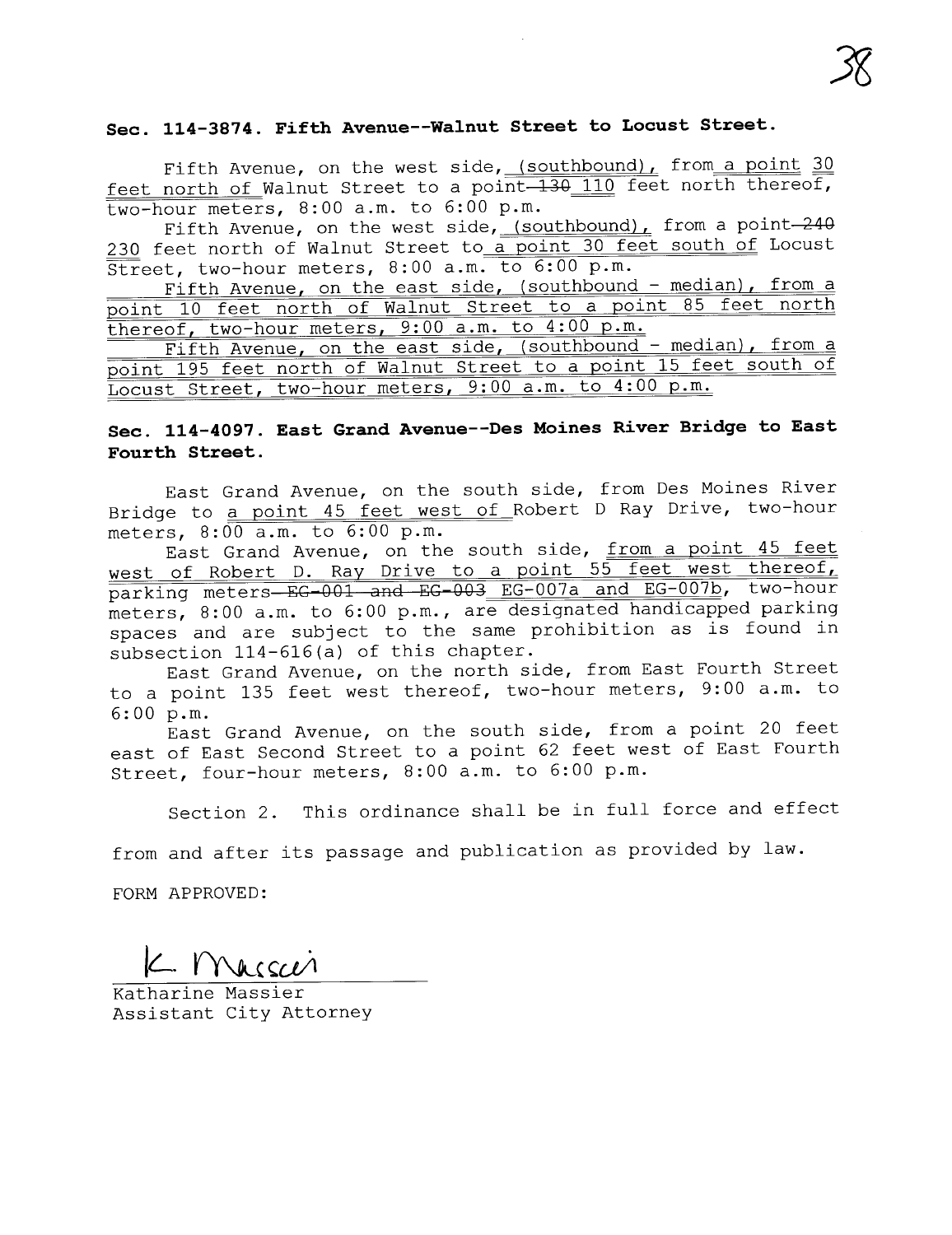**Sec. 114-3874. Fifth Avenue--Walnut Street to Locust Street.**

Fifth Avenue, on the west side, (southbound), from a point 30 feet north of Walnut Street to a point ~~130~~ 110 feet north thereof, two-hour meters, 8:00 a.m. to 6:00 p.m.

Fifth Avenue, on the west side, (southbound), from a point ~~240~~ 230 feet north of Walnut Street to a point 30 feet south of Locust Street, two-hour meters, 8:00 a.m. to 6:00 p.m.

Fifth Avenue, on the east side, (southbound - median), from a point 10 feet north of Walnut Street to a point 85 feet north thereof, two-hour meters, 9:00 a.m. to 4:00 p.m.

Fifth Avenue, on the east side, (southbound - median), from a point 195 feet north of Walnut Street to a point 15 feet south of Locust Street, two-hour meters, 9:00 a.m. to 4:00 p.m.

**Sec. 114-4097. East Grand Avenue--Des Moines River Bridge to East Fourth Street.**

East Grand Avenue, on the south side, from Des Moines River Bridge to a point 45 feet west of Robert D Ray Drive, two-hour meters, 8:00 a.m. to 6:00 p.m.

East Grand Avenue, on the south side, from a point 45 feet west of Robert D. Ray Drive to a point 55 feet west thereof, parking meters ~~EG-001 and EG-003~~ EG-007a and EG-007b, two-hour meters, 8:00 a.m. to 6:00 p.m., are designated handicapped parking spaces and are subject to the same prohibition as is found in subsection 114-616(a) of this chapter.

East Grand Avenue, on the north side, from East Fourth Street to a point 135 feet west thereof, two-hour meters, 9:00 a.m. to 6:00 p.m.

East Grand Avenue, on the south side, from a point 20 feet east of East Second Street to a point 62 feet west of East Fourth Street, four-hour meters, 8:00 a.m. to 6:00 p.m.

Section 2. This ordinance shall be in full force and effect from and after its passage and publication as provided by law.

FORM APPROVED:

K. Massier

Katharine Massier
Assistant City Attorney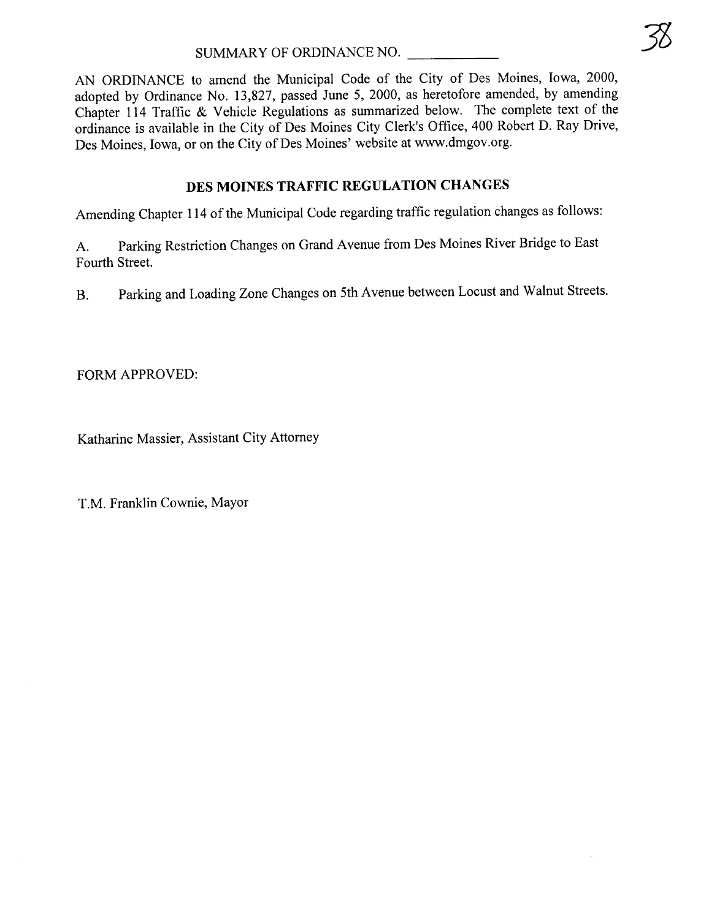SUMMARY OF ORDINANCE NO. ___________

AN ORDINANCE to amend the Municipal Code of the City of Des Moines, Iowa, 2000, adopted by Ordinance No. 13,827, passed June 5, 2000, as heretofore amended, by amending Chapter 114 Traffic & Vehicle Regulations as summarized below. The complete text of the ordinance is available in the City of Des Moines City Clerk's Office, 400 Robert D. Ray Drive, Des Moines, Iowa, or on the City of Des Moines' website at www.dmgov.org.

## DES MOINES TRAFFIC REGULATION CHANGES

Amending Chapter 114 of the Municipal Code regarding traffic regulation changes as follows:

A. Parking Restriction Changes on Grand Avenue from Des Moines River Bridge to East Fourth Street.

B. Parking and Loading Zone Changes on 5th Avenue between Locust and Walnut Streets.

FORM APPROVED:

Katharine Massier, Assistant City Attorney

T.M. Franklin Cownie, Mayor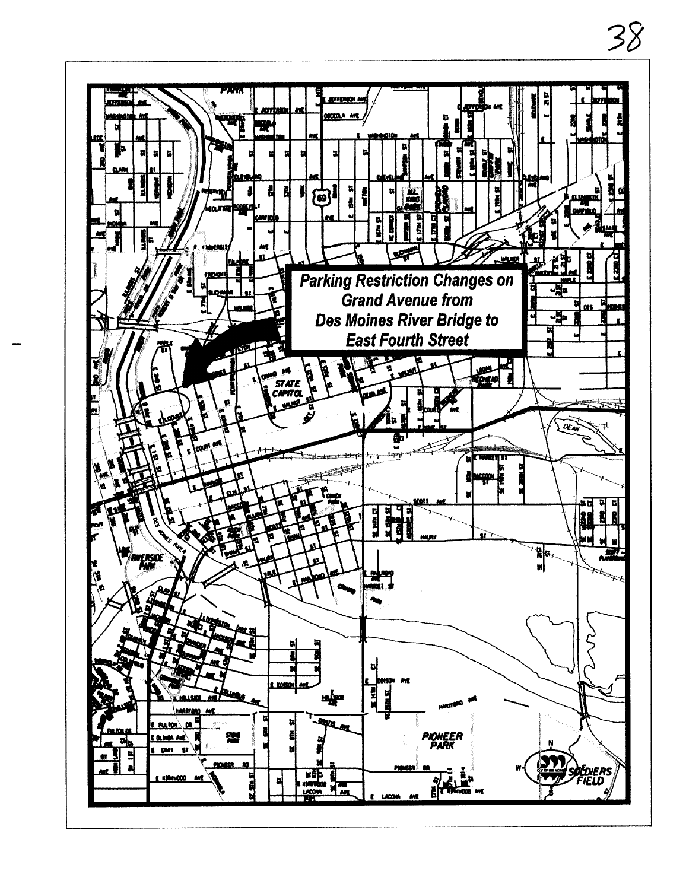**Parking Restriction Changes on Grand Avenue from Des Moines River Bridge to East Fourth Street**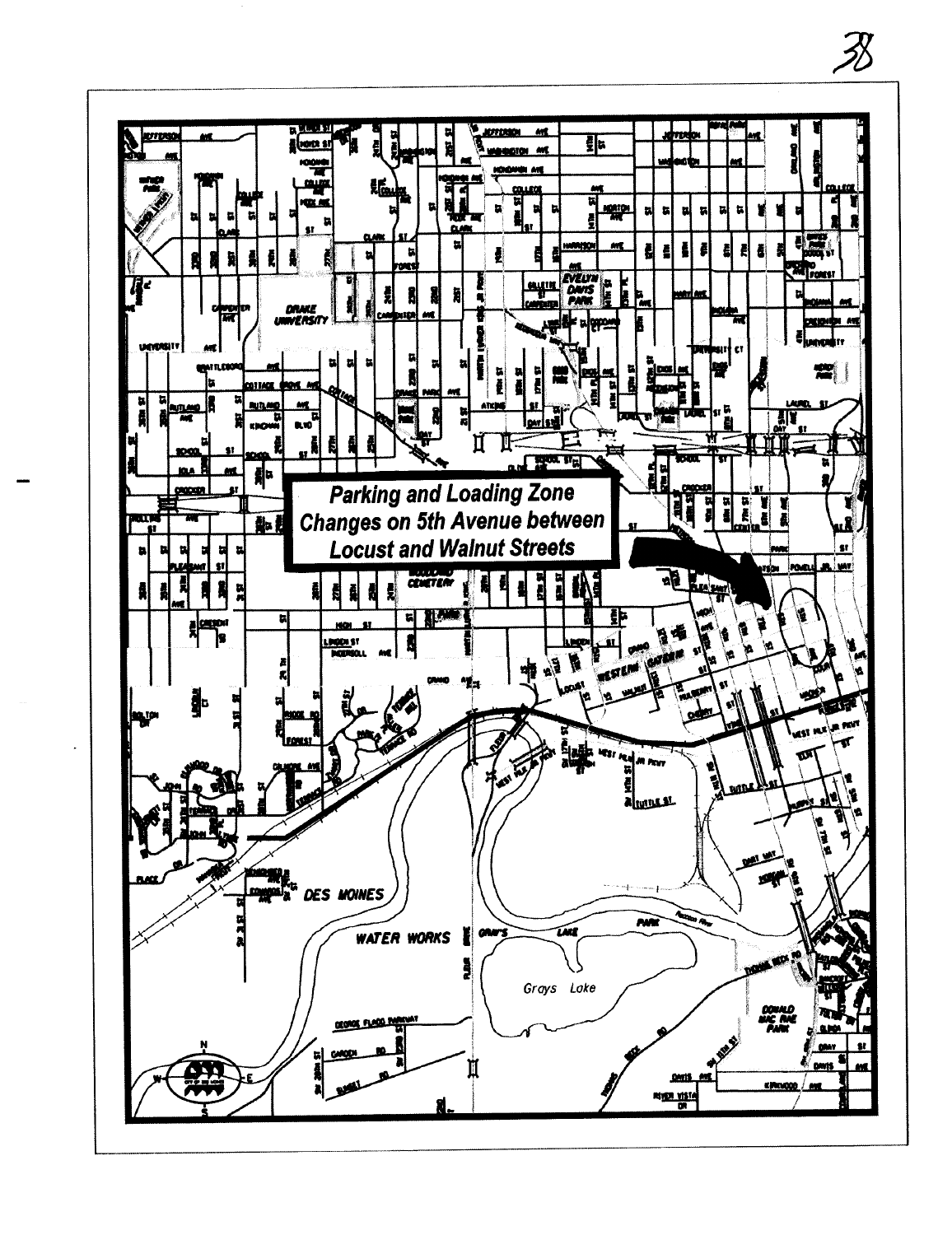**Parking and Loading Zone Changes on 5th Avenue between Locust and Walnut Streets**